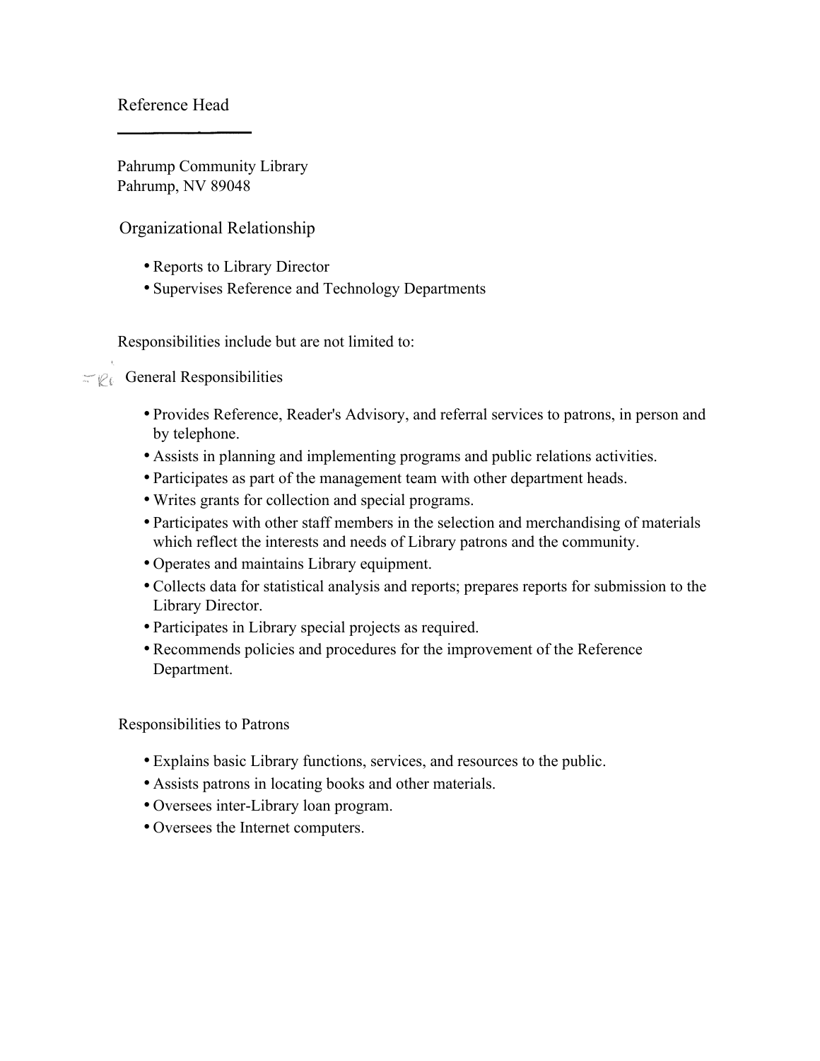# Reference Head

Pahrump Community Library
Pahrump, NV 89048

## Organizational Relationship

- Reports to Library Director
- Supervises Reference and Technology Departments

Responsibilities include but are not limited to:

## General Responsibilities

- Provides Reference, Reader's Advisory, and referral services to patrons, in person and by telephone.
- Assists in planning and implementing programs and public relations activities.
- Participates as part of the management team with other department heads.
- Writes grants for collection and special programs.
- Participates with other staff members in the selection and merchandising of materials which reflect the interests and needs of Library patrons and the community.
- Operates and maintains Library equipment.
- Collects data for statistical analysis and reports; prepares reports for submission to the Library Director.
- Participates in Library special projects as required.
- Recommends policies and procedures for the improvement of the Reference Department.

## Responsibilities to Patrons

- Explains basic Library functions, services, and resources to the public.
- Assists patrons in locating books and other materials.
- Oversees inter-Library loan program.
- Oversees the Internet computers.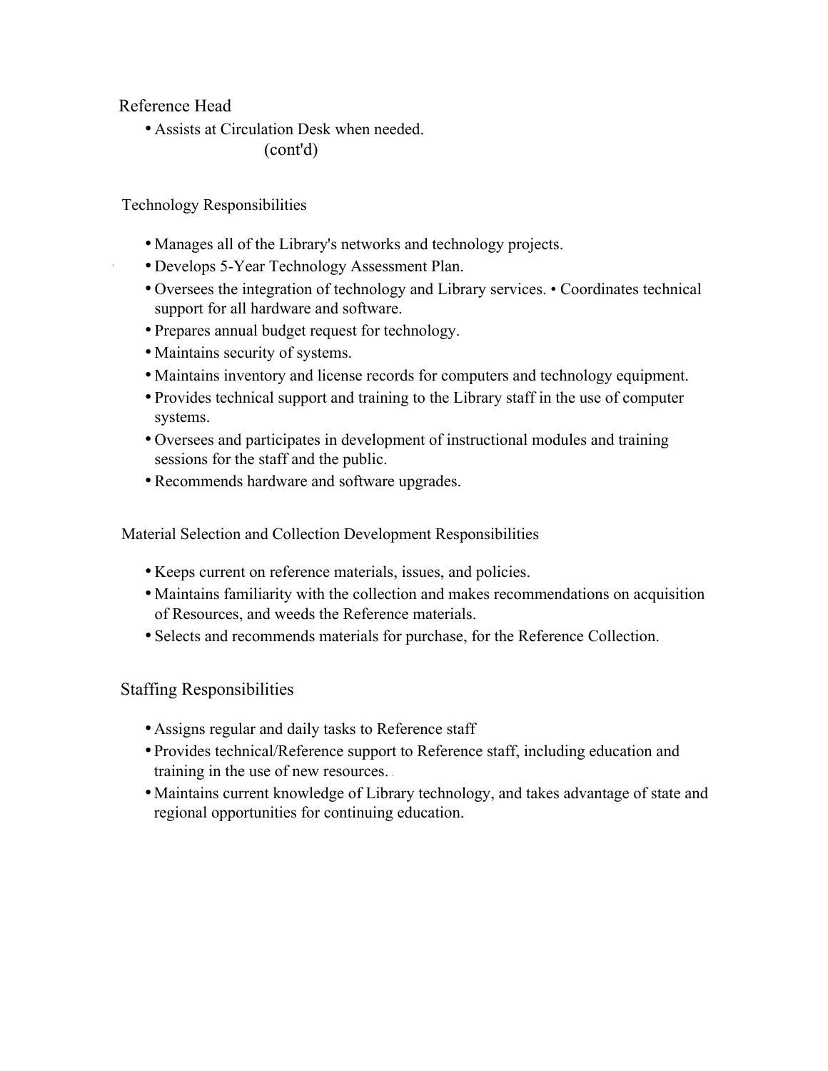Reference Head

- Assists at Circulation Desk when needed.

(cont'd)

## Technology Responsibilities

- Manages all of the Library's networks and technology projects.
- Develops 5-Year Technology Assessment Plan.
- Oversees the integration of technology and Library services. • Coordinates technical support for all hardware and software.
- Prepares annual budget request for technology.
- Maintains security of systems.
- Maintains inventory and license records for computers and technology equipment.
- Provides technical support and training to the Library staff in the use of computer systems.
- Oversees and participates in development of instructional modules and training sessions for the staff and the public.
- Recommends hardware and software upgrades.

## Material Selection and Collection Development Responsibilities

- Keeps current on reference materials, issues, and policies.
- Maintains familiarity with the collection and makes recommendations on acquisition of Resources, and weeds the Reference materials.
- Selects and recommends materials for purchase, for the Reference Collection.

## Staffing Responsibilities

- Assigns regular and daily tasks to Reference staff
- Provides technical/Reference support to Reference staff, including education and training in the use of new resources.
- Maintains current knowledge of Library technology, and takes advantage of state and regional opportunities for continuing education.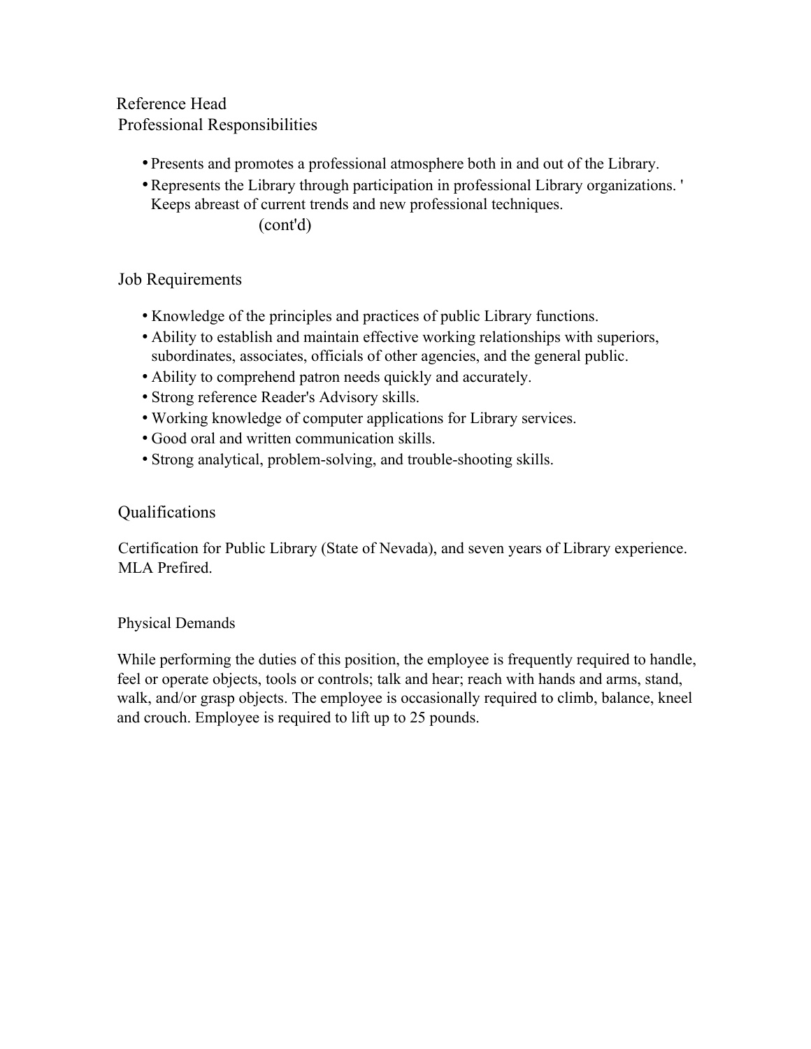Reference Head

## Professional Responsibilities

- Presents and promotes a professional atmosphere both in and out of the Library.
- Represents the Library through participation in professional Library organizations. ' Keeps abreast of current trends and new professional techniques.

(cont'd)

## Job Requirements

- Knowledge of the principles and practices of public Library functions.
- Ability to establish and maintain effective working relationships with superiors, subordinates, associates, officials of other agencies, and the general public.
- Ability to comprehend patron needs quickly and accurately.
- Strong reference Reader's Advisory skills.
- Working knowledge of computer applications for Library services.
- Good oral and written communication skills.
- Strong analytical, problem-solving, and trouble-shooting skills.

## Qualifications

Certification for Public Library (State of Nevada), and seven years of Library experience. MLA Prefired.

## Physical Demands

While performing the duties of this position, the employee is frequently required to handle, feel or operate objects, tools or controls; talk and hear; reach with hands and arms, stand, walk, and/or grasp objects. The employee is occasionally required to climb, balance, kneel and crouch. Employee is required to lift up to 25 pounds.